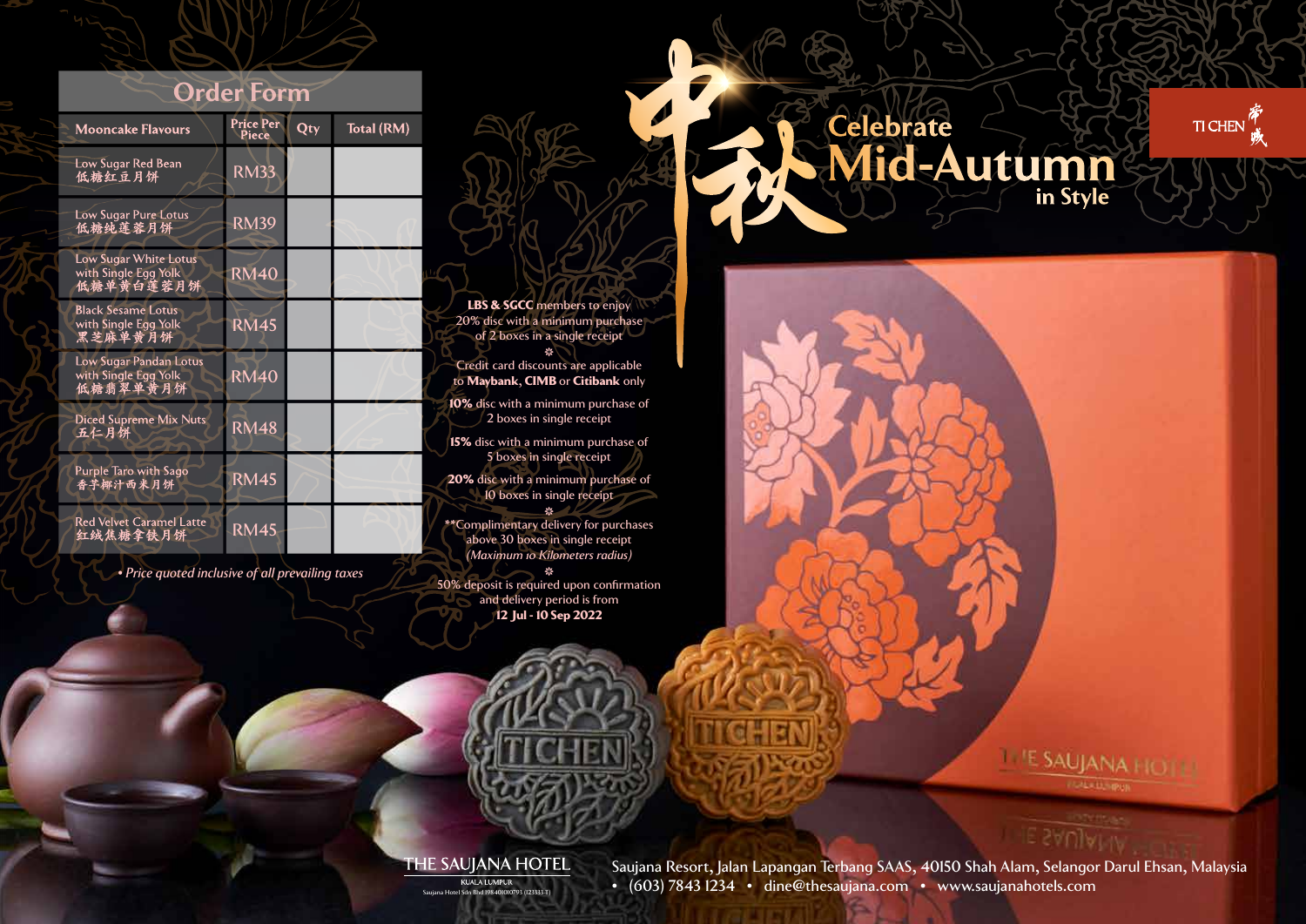# Celebrate Mid-Autumn in Style

中秋

TI CHEN 帝城

## Order Form

| Mooncake Flavours | Price Per Piece | Qty | Total (RM) |
|---|---|---|---|
| Low Sugar Red Bean 低糖红豆月饼 | RM33 | | |
| Low Sugar Pure Lotus 低糖纯莲蓉月饼 | RM39 | | |
| Low Sugar White Lotus with Single Egg Yolk 低糖单黄白莲蓉月饼 | RM40 | | |
| Black Sesame Lotus with Single Egg Yolk 黑芝麻单黄月饼 | RM45 | | |
| Low Sugar Pandan Lotus with Single Egg Yolk 低糖翡翠单黄月饼 | RM40 | | |
| Diced Supreme Mix Nuts 五仁月饼 | RM48 | | |
| Purple Taro with Sago 香芋椰汁西米月饼 | RM45 | | |
| Red Velvet Caramel Latte 紅絨焦糖拿铁月饼 | RM45 | | |

*• Price quoted inclusive of all prevailing taxes*

**LBS & SGCC** members to enjoy 20% disc with a minimum purchase of 2 boxes in a single receipt

Credit card discounts are applicable to **Maybank**, **CIMB** or **Citibank** only

**10%** disc with a minimum purchase of 2 boxes in single receipt

**15%** disc with a minimum purchase of 5 boxes in single receipt

**20%** disc with a minimum purchase of 10 boxes in single receipt

**Complimentary delivery for purchases above 30 boxes in single receipt *(Maximum 10 Kilometers radius)*

50% deposit is required upon confirmation and delivery period is from **12 Jul - 10 Sep 2022**

THE SAUJANA HOTEL KUALA LUMPUR

Saujana Hotel Sdn Bhd 198401010793 (123333-T)

Saujana Resort, Jalan Lapangan Terbang SAAS, 40150 Shah Alam, Selangor Darul Ehsan, Malaysia

• (603) 7843 1234 • dine@thesaujana.com • www.saujanahotels.com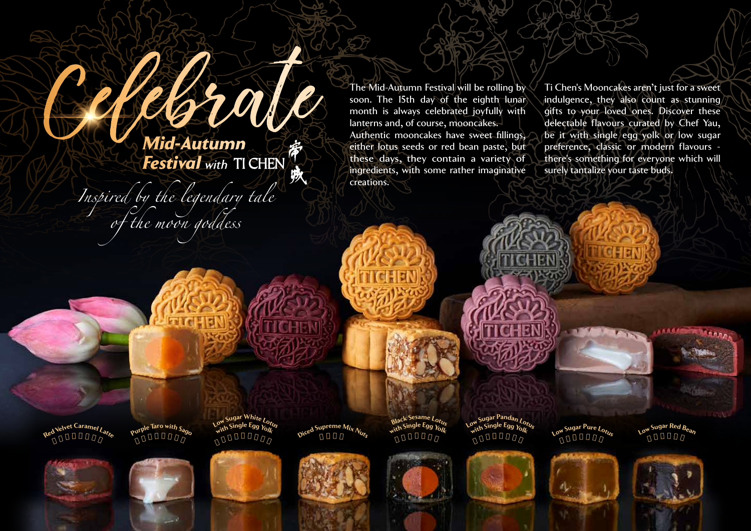# Celebrate

## Mid-Autumn Festival *with* TI CHEN

嫦娥

*Inspired by the legendary tale of the moon goddess*

The Mid-Autumn Festival will be rolling by soon. The 15th day of the eighth lunar month is always celebrated joyfully with lanterns and, of course, mooncakes.

Authentic mooncakes have sweet fillings, either lotus seeds or red bean paste, but these days, they contain a variety of ingredients, with some rather imaginative creations.

Ti Chen's Mooncakes aren't just for a sweet indulgence, they also count as stunning gifts to your loved ones. Discover these delectable flavours curated by Chef Yau, be it with single egg yolk or low sugar preference, classic or modern flavours - there's something for everyone which will surely tantalize your taste buds.

Red Velvet Caramel Latte

Purple Taro with Sago

Low Sugar White Lotus with Single Egg Yolk

Diced Supreme Mix Nuts

Black Sesame Lotus with Single Egg Yolk

Low Sugar Pandan Lotus with Single Egg Yolk

Low Sugar Pure Lotus

Low Sugar Red Bean